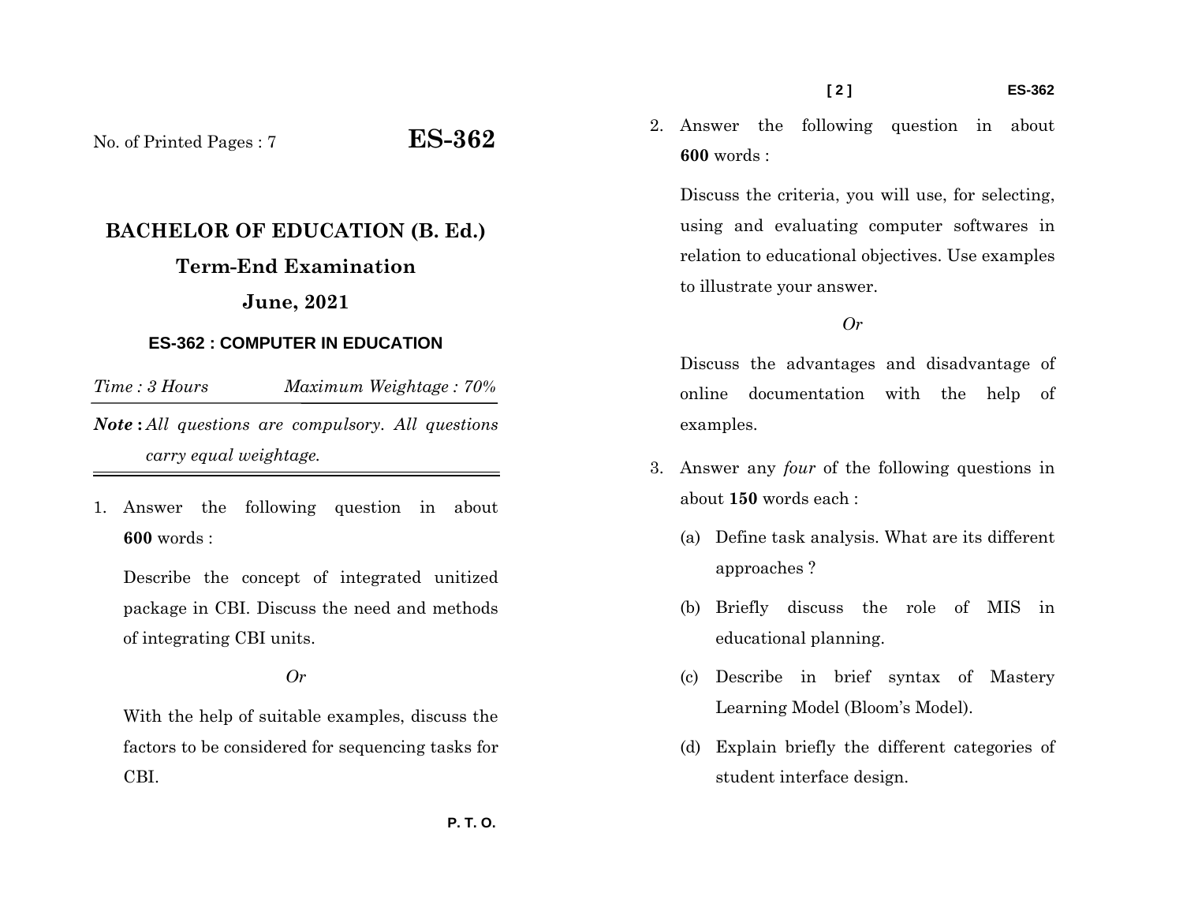No. of Printed Pages : 7

# ES-362

## BACHELOR OF EDUCATION (B. Ed.)

## Term-End Examination

## June, 2021

### ES-362 : COMPUTER IN EDUCATION

*Time : 3 Hours* *Maximum Weightage : 70%*

***Note :*** *All questions are compulsory. All questions carry equal weightage.*

1. Answer the following question in about **600** words :

   Describe the concept of integrated unitized package in CBI. Discuss the need and methods of integrating CBI units.

   *Or*

   With the help of suitable examples, discuss the factors to be considered for sequencing tasks for CBI.

2. Answer the following question in about **600** words :

   Discuss the criteria, you will use, for selecting, using and evaluating computer softwares in relation to educational objectives. Use examples to illustrate your answer.

   *Or*

   Discuss the advantages and disadvantage of online documentation with the help of examples.

3. Answer any *four* of the following questions in about **150** words each :

   (a) Define task analysis. What are its different approaches ?

   (b) Briefly discuss the role of MIS in educational planning.

   (c) Describe in brief syntax of Mastery Learning Model (Bloom's Model).

   (d) Explain briefly the different categories of student interface design.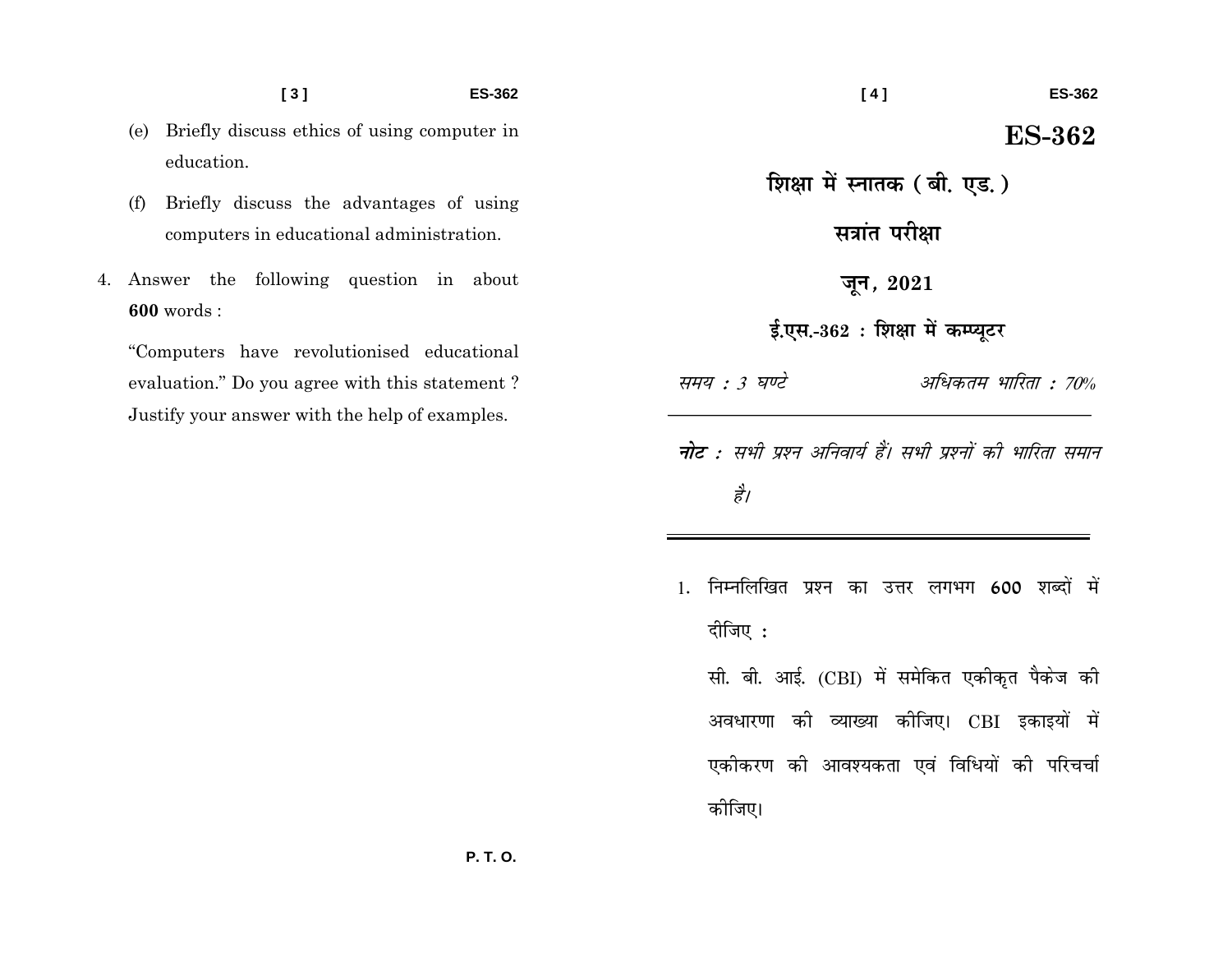(e) Briefly discuss ethics of using computer in education.

(f) Briefly discuss the advantages of using computers in educational administration.

4. Answer the following question in about **600** words :

"Computers have revolutionised educational evaluation." Do you agree with this statement ? Justify your answer with the help of examples.

P. T. O.

# ES-362

## शिक्षा में स्नातक ( बी. एड. )

## सत्रांत परीक्षा

## जून, 2021

## ई.एस.-362 : शिक्षा में कम्प्यूटर

*समय : 3 घण्टे* *अधिकतम भारिता : 70%*

***नोट :*** *सभी प्रश्न अनिवार्य हैं। सभी प्रश्नों की भारिता समान है।*

1. निम्नलिखित प्रश्न का उत्तर लगभग **600** शब्दों में दीजिए :

सी. बी. आई. (CBI) में समेकित एकीकृत पैकेज की अवधारणा की व्याख्या कीजिए। CBI इकाइयों में एकीकरण की आवश्यकता एवं विधियों की परिचर्चा कीजिए।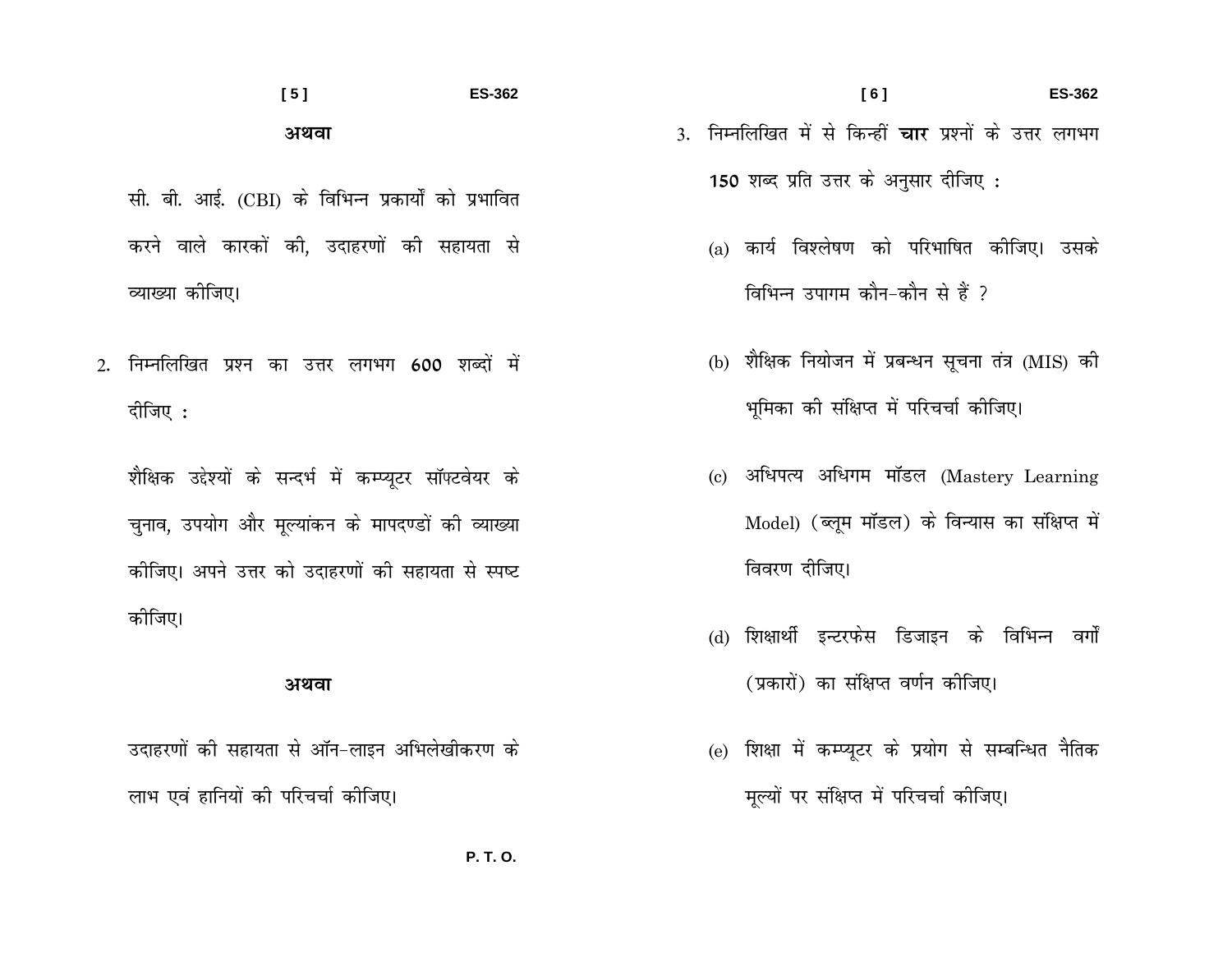**अथवा**

सी. बी. आई. (CBI) के विभिन्न प्रकार्यों को प्रभावित करने वाले कारकों की, उदाहरणों की सहायता से व्याख्या कीजिए।

2. निम्नलिखित प्रश्न का उत्तर लगभग **600** शब्दों में दीजिए :

शैक्षिक उद्देश्यों के सन्दर्भ में कम्प्यूटर सॉफ्टवेयर के चुनाव, उपयोग और मूल्यांकन के मापदण्डों की व्याख्या कीजिए। अपने उत्तर को उदाहरणों की सहायता से स्पष्ट कीजिए।

**अथवा**

उदाहरणों की सहायता से ऑन-लाइन अभिलेखीकरण के लाभ एवं हानियों की परिचर्चा कीजिए।

3. निम्नलिखित में से किन्हीं **चार** प्रश्नों के उत्तर लगभग **150** शब्द प्रति उत्तर के अनुसार दीजिए :

   (a) कार्य विश्लेषण को परिभाषित कीजिए। उसके विभिन्न उपागम कौन-कौन से हैं ?

   (b) शैक्षिक नियोजन में प्रबन्धन सूचना तंत्र (MIS) की भूमिका की संक्षिप्त में परिचर्चा कीजिए।

   (c) अधिपत्य अधिगम मॉडल (Mastery Learning Model) (ब्लूम मॉडल) के विन्यास का संक्षिप्त में विवरण दीजिए।

   (d) शिक्षार्थी इन्टरफेस डिजाइन के विभिन्न वर्गों (प्रकारों) का संक्षिप्त वर्णन कीजिए।

   (e) शिक्षा में कम्प्यूटर के प्रयोग से सम्बन्धित नैतिक मूल्यों पर संक्षिप्त में परिचर्चा कीजिए।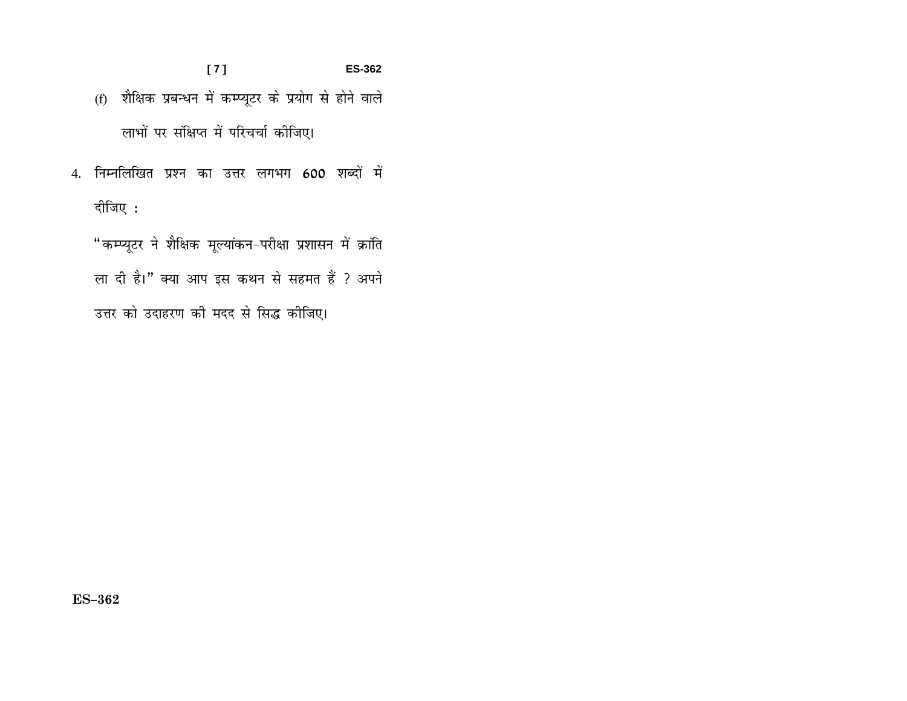(f) शैक्षिक प्रबन्धन में कम्प्यूटर के प्रयोग से होने वाले लाभों पर संक्षिप्त में परिचर्चा कीजिए।

4. निम्नलिखित प्रश्न का उत्तर लगभग 600 शब्दों में दीजिए :

"कम्प्यूटर ने शैक्षिक मूल्यांकन–परीक्षा प्रशासन में क्रांति ला दी है।" क्या आप इस कथन से सहमत हैं ? अपने उत्तर को उदाहरण की मदद से सिद्ध कीजिए।